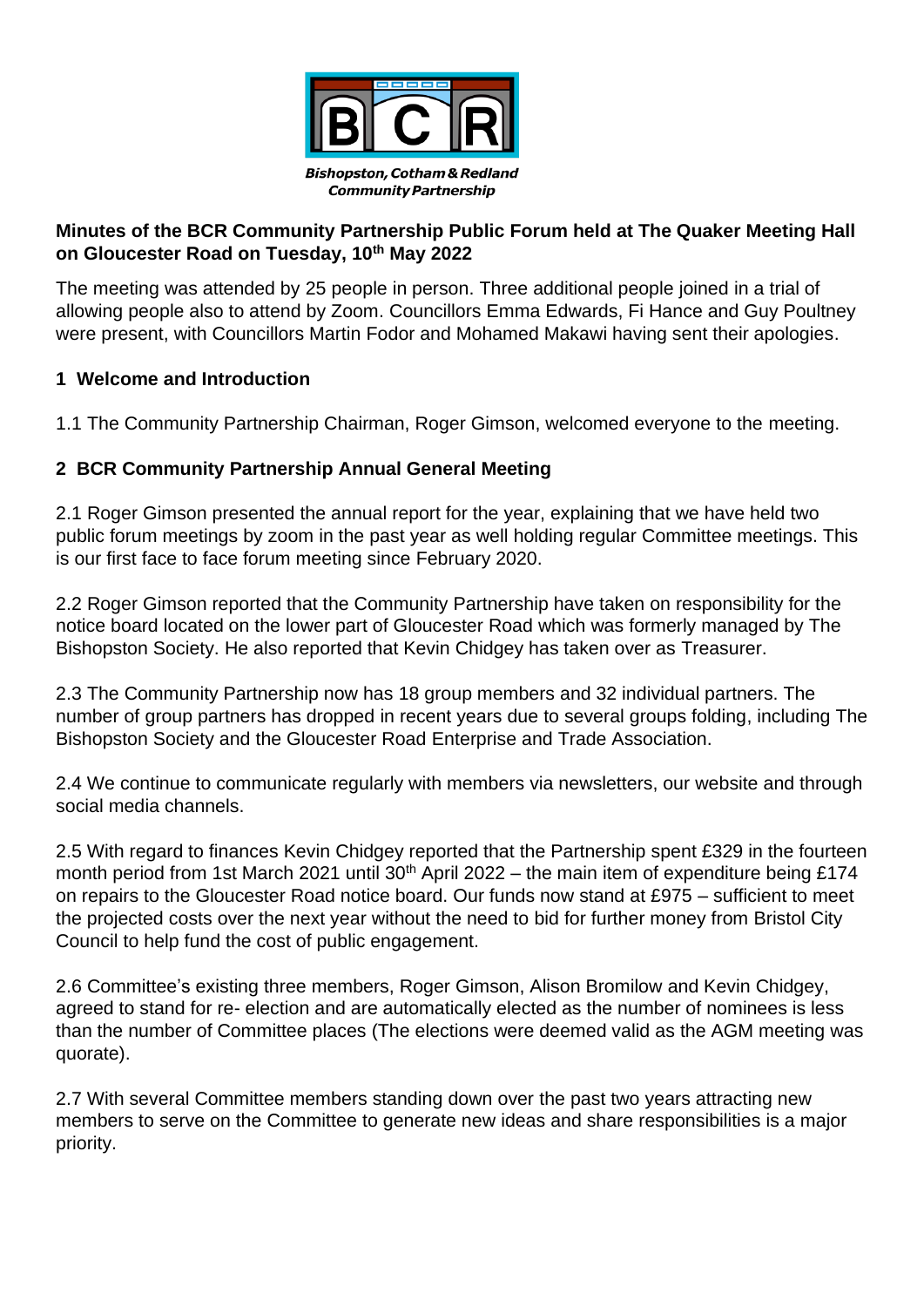**Bishopston, Cotham & Redland Community Partnership**

## Minutes of the BCR Community Partnership Public Forum held at The Quaker Meeting Hall on Gloucester Road on Tuesday, 10th May 2022

The meeting was attended by 25 people in person. Three additional people joined in a trial of allowing people also to attend by Zoom. Councillors Emma Edwards, Fi Hance and Guy Poultney were present, with Councillors Martin Fodor and Mohamed Makawi having sent their apologies.

### 1 Welcome and Introduction

1.1 The Community Partnership Chairman, Roger Gimson, welcomed everyone to the meeting.

### 2 BCR Community Partnership Annual General Meeting

2.1 Roger Gimson presented the annual report for the year, explaining that we have held two public forum meetings by zoom in the past year as well holding regular Committee meetings. This is our first face to face forum meeting since February 2020.

2.2 Roger Gimson reported that the Community Partnership have taken on responsibility for the notice board located on the lower part of Gloucester Road which was formerly managed by The Bishopston Society. He also reported that Kevin Chidgey has taken over as Treasurer.

2.3 The Community Partnership now has 18 group members and 32 individual partners. The number of group partners has dropped in recent years due to several groups folding, including The Bishopston Society and the Gloucester Road Enterprise and Trade Association.

2.4 We continue to communicate regularly with members via newsletters, our website and through social media channels.

2.5 With regard to finances Kevin Chidgey reported that the Partnership spent £329 in the fourteen month period from 1st March 2021 until 30th April 2022 – the main item of expenditure being £174 on repairs to the Gloucester Road notice board. Our funds now stand at £975 – sufficient to meet the projected costs over the next year without the need to bid for further money from Bristol City Council to help fund the cost of public engagement.

2.6 Committee's existing three members, Roger Gimson, Alison Bromilow and Kevin Chidgey, agreed to stand for re- election and are automatically elected as the number of nominees is less than the number of Committee places (The elections were deemed valid as the AGM meeting was quorate).

2.7 With several Committee members standing down over the past two years attracting new members to serve on the Committee to generate new ideas and share responsibilities is a major priority.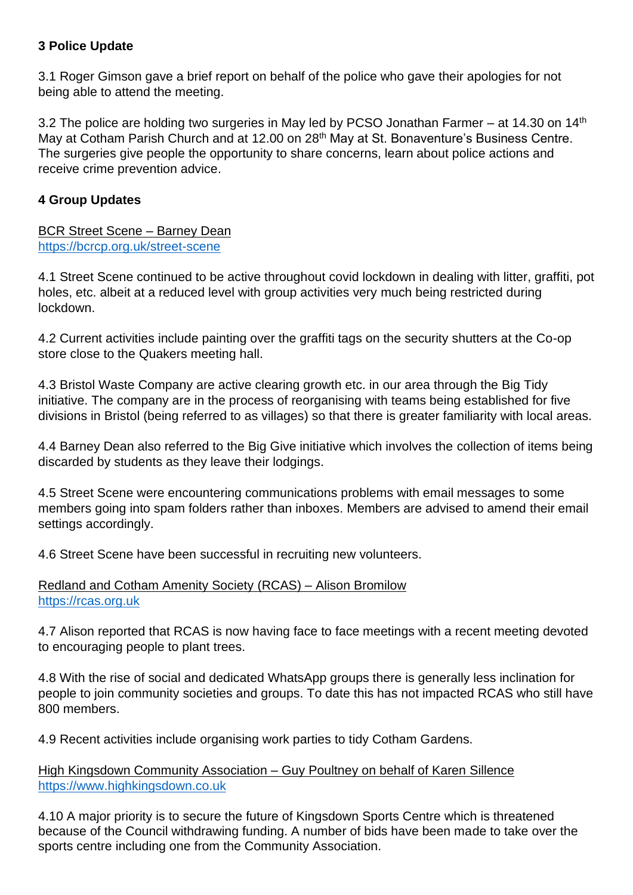### 3 Police Update

3.1 Roger Gimson gave a brief report on behalf of the police who gave their apologies for not being able to attend the meeting.

3.2 The police are holding two surgeries in May led by PCSO Jonathan Farmer – at 14.30 on 14th May at Cotham Parish Church and at 12.00 on 28th May at St. Bonaventure's Business Centre. The surgeries give people the opportunity to share concerns, learn about police actions and receive crime prevention advice.

### 4 Group Updates

BCR Street Scene – Barney Dean
https://bcrcp.org.uk/street-scene

4.1 Street Scene continued to be active throughout covid lockdown in dealing with litter, graffiti, pot holes, etc. albeit at a reduced level with group activities very much being restricted during lockdown.

4.2 Current activities include painting over the graffiti tags on the security shutters at the Co-op store close to the Quakers meeting hall.

4.3 Bristol Waste Company are active clearing growth etc. in our area through the Big Tidy initiative. The company are in the process of reorganising with teams being established for five divisions in Bristol (being referred to as villages) so that there is greater familiarity with local areas.

4.4 Barney Dean also referred to the Big Give initiative which involves the collection of items being discarded by students as they leave their lodgings.

4.5 Street Scene were encountering communications problems with email messages to some members going into spam folders rather than inboxes. Members are advised to amend their email settings accordingly.

4.6 Street Scene have been successful in recruiting new volunteers.

Redland and Cotham Amenity Society (RCAS) – Alison Bromilow
https://rcas.org.uk

4.7 Alison reported that RCAS is now having face to face meetings with a recent meeting devoted to encouraging people to plant trees.

4.8 With the rise of social and dedicated WhatsApp groups there is generally less inclination for people to join community societies and groups. To date this has not impacted RCAS who still have 800 members.

4.9 Recent activities include organising work parties to tidy Cotham Gardens.

High Kingsdown Community Association – Guy Poultney on behalf of Karen Sillence
https://www.highkingsdown.co.uk

4.10 A major priority is to secure the future of Kingsdown Sports Centre which is threatened because of the Council withdrawing funding. A number of bids have been made to take over the sports centre including one from the Community Association.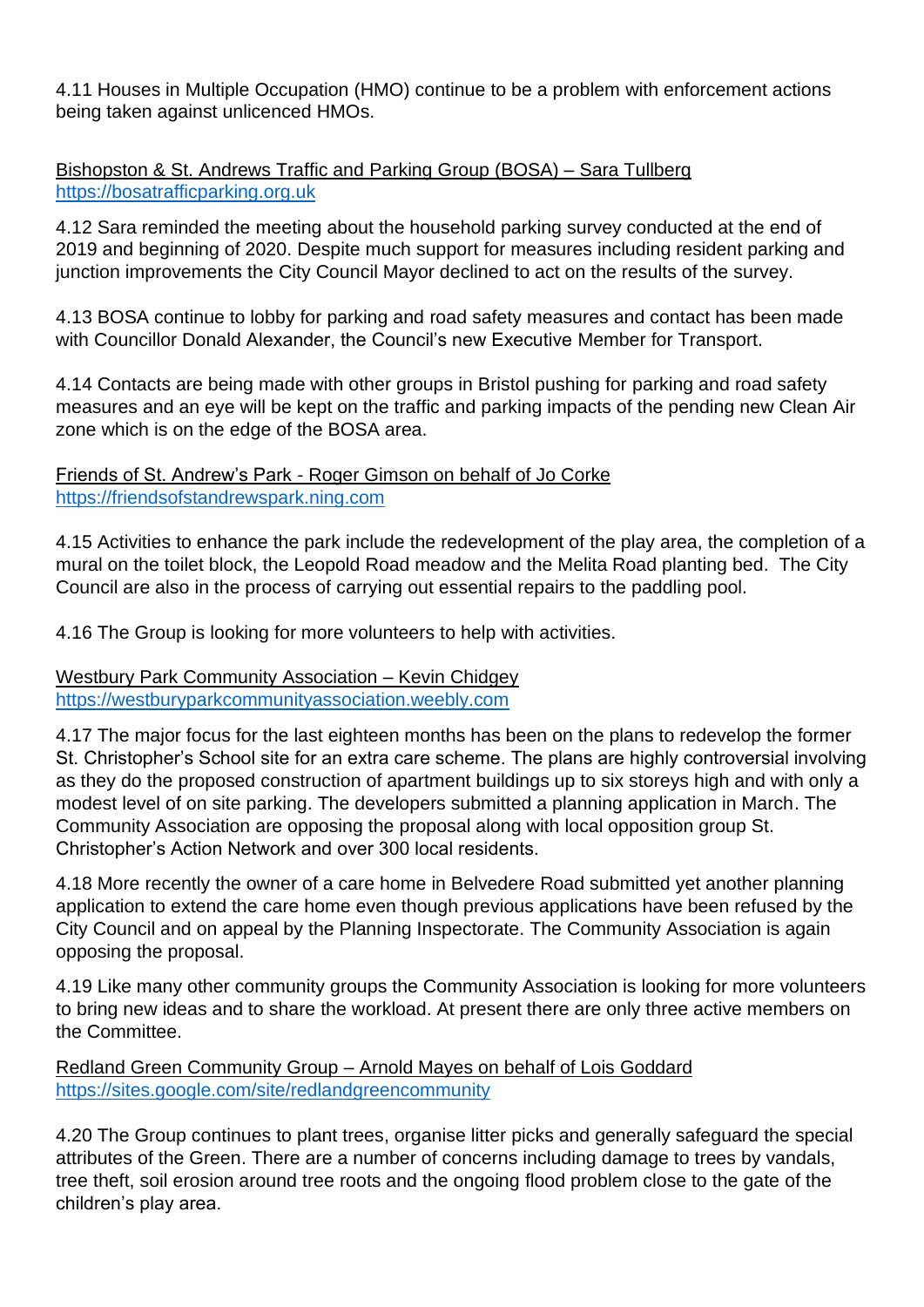4.11 Houses in Multiple Occupation (HMO) continue to be a problem with enforcement actions being taken against unlicenced HMOs.

Bishopston & St. Andrews Traffic and Parking Group (BOSA) – Sara Tullberg
https://bosatrafficparking.org.uk

4.12 Sara reminded the meeting about the household parking survey conducted at the end of 2019 and beginning of 2020. Despite much support for measures including resident parking and junction improvements the City Council Mayor declined to act on the results of the survey.

4.13 BOSA continue to lobby for parking and road safety measures and contact has been made with Councillor Donald Alexander, the Council's new Executive Member for Transport.

4.14 Contacts are being made with other groups in Bristol pushing for parking and road safety measures and an eye will be kept on the traffic and parking impacts of the pending new Clean Air zone which is on the edge of the BOSA area.

Friends of St. Andrew's Park - Roger Gimson on behalf of Jo Corke
https://friendsofstandrewspark.ning.com

4.15 Activities to enhance the park include the redevelopment of the play area, the completion of a mural on the toilet block, the Leopold Road meadow and the Melita Road planting bed. The City Council are also in the process of carrying out essential repairs to the paddling pool.

4.16 The Group is looking for more volunteers to help with activities.

Westbury Park Community Association – Kevin Chidgey
https://westburyparkcommunityassociation.weebly.com

4.17 The major focus for the last eighteen months has been on the plans to redevelop the former St. Christopher's School site for an extra care scheme. The plans are highly controversial involving as they do the proposed construction of apartment buildings up to six storeys high and with only a modest level of on site parking. The developers submitted a planning application in March. The Community Association are opposing the proposal along with local opposition group St. Christopher's Action Network and over 300 local residents.

4.18 More recently the owner of a care home in Belvedere Road submitted yet another planning application to extend the care home even though previous applications have been refused by the City Council and on appeal by the Planning Inspectorate. The Community Association is again opposing the proposal.

4.19 Like many other community groups the Community Association is looking for more volunteers to bring new ideas and to share the workload. At present there are only three active members on the Committee.

Redland Green Community Group – Arnold Mayes on behalf of Lois Goddard
https://sites.google.com/site/redlandgreencommunity

4.20 The Group continues to plant trees, organise litter picks and generally safeguard the special attributes of the Green. There are a number of concerns including damage to trees by vandals, tree theft, soil erosion around tree roots and the ongoing flood problem close to the gate of the children's play area.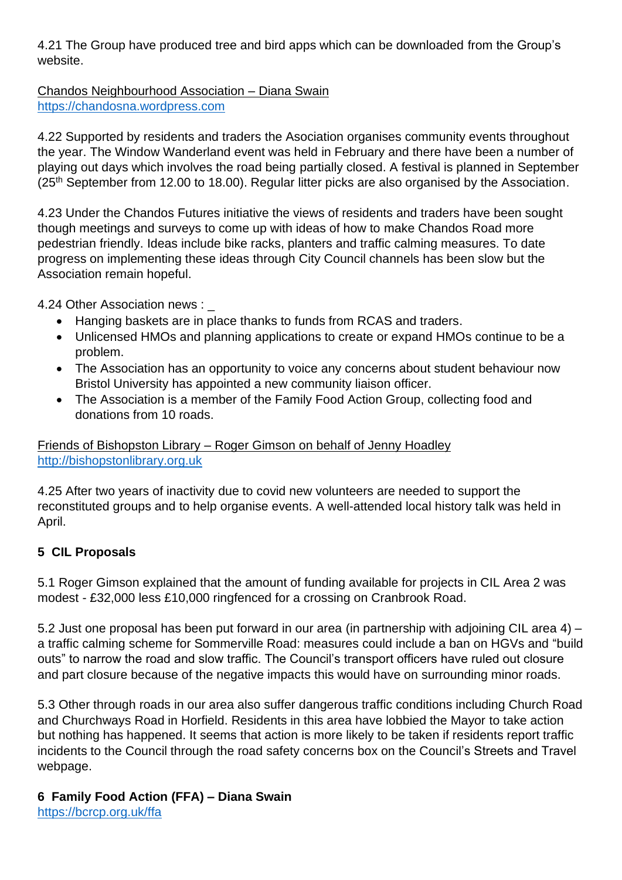4.21 The Group have produced tree and bird apps which can be downloaded from the Group's website.

Chandos Neighbourhood Association – Diana Swain
https://chandosna.wordpress.com

4.22 Supported by residents and traders the Association organises community events throughout the year. The Window Wanderland event was held in February and there have been a number of playing out days which involves the road being partially closed. A festival is planned in September (25th September from 12.00 to 18.00). Regular litter picks are also organised by the Association.

4.23 Under the Chandos Futures initiative the views of residents and traders have been sought though meetings and surveys to come up with ideas of how to make Chandos Road more pedestrian friendly. Ideas include bike racks, planters and traffic calming measures. To date progress on implementing these ideas through City Council channels has been slow but the Association remain hopeful.

4.24 Other Association news : _

- Hanging baskets are in place thanks to funds from RCAS and traders.
- Unlicensed HMOs and planning applications to create or expand HMOs continue to be a problem.
- The Association has an opportunity to voice any concerns about student behaviour now Bristol University has appointed a new community liaison officer.
- The Association is a member of the Family Food Action Group, collecting food and donations from 10 roads.

Friends of Bishopston Library – Roger Gimson on behalf of Jenny Hoadley
http://bishopstonlibrary.org.uk

4.25 After two years of inactivity due to covid new volunteers are needed to support the reconstituted groups and to help organise events. A well-attended local history talk was held in April.

## 5 CIL Proposals

5.1 Roger Gimson explained that the amount of funding available for projects in CIL Area 2 was modest - £32,000 less £10,000 ringfenced for a crossing on Cranbrook Road.

5.2 Just one proposal has been put forward in our area (in partnership with adjoining CIL area 4) – a traffic calming scheme for Sommerville Road: measures could include a ban on HGVs and "build outs" to narrow the road and slow traffic. The Council's transport officers have ruled out closure and part closure because of the negative impacts this would have on surrounding minor roads.

5.3 Other through roads in our area also suffer dangerous traffic conditions including Church Road and Churchways Road in Horfield. Residents in this area have lobbied the Mayor to take action but nothing has happened. It seems that action is more likely to be taken if residents report traffic incidents to the Council through the road safety concerns box on the Council's Streets and Travel webpage.

## 6 Family Food Action (FFA) – Diana Swain

https://bcrcp.org.uk/ffa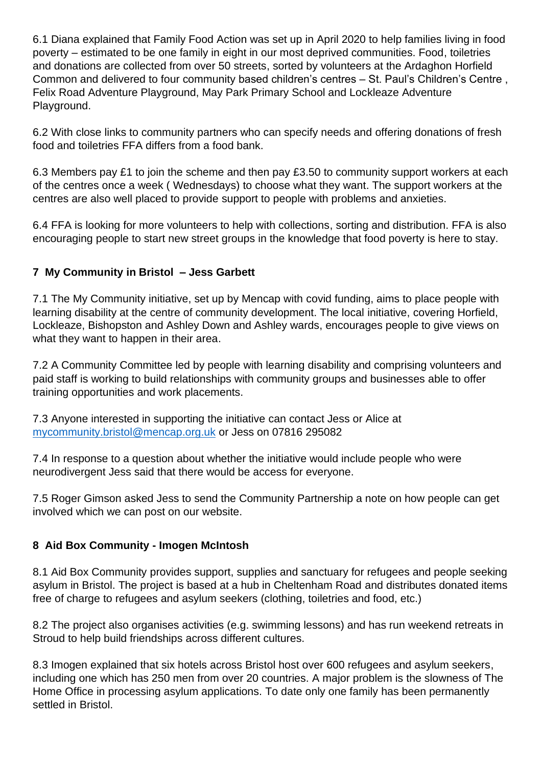6.1 Diana explained that Family Food Action was set up in April 2020 to help families living in food poverty – estimated to be one family in eight in our most deprived communities. Food, toiletries and donations are collected from over 50 streets, sorted by volunteers at the Ardaghon Horfield Common and delivered to four community based children's centres – St. Paul's Children's Centre , Felix Road Adventure Playground, May Park Primary School and Lockleaze Adventure Playground.

6.2 With close links to community partners who can specify needs and offering donations of fresh food and toiletries FFA differs from a food bank.

6.3 Members pay £1 to join the scheme and then pay £3.50 to community support workers at each of the centres once a week ( Wednesdays) to choose what they want. The support workers at the centres are also well placed to provide support to people with problems and anxieties.

6.4 FFA is looking for more volunteers to help with collections, sorting and distribution. FFA is also encouraging people to start new street groups in the knowledge that food poverty is here to stay.

### 7 My Community in Bristol – Jess Garbett

7.1 The My Community initiative, set up by Mencap with covid funding, aims to place people with learning disability at the centre of community development. The local initiative, covering Horfield, Lockleaze, Bishopston and Ashley Down and Ashley wards, encourages people to give views on what they want to happen in their area.

7.2 A Community Committee led by people with learning disability and comprising volunteers and paid staff is working to build relationships with community groups and businesses able to offer training opportunities and work placements.

7.3 Anyone interested in supporting the initiative can contact Jess or Alice at mycommunity.bristol@mencap.org.uk or Jess on 07816 295082

7.4 In response to a question about whether the initiative would include people who were neurodivergent Jess said that there would be access for everyone.

7.5 Roger Gimson asked Jess to send the Community Partnership a note on how people can get involved which we can post on our website.

### 8 Aid Box Community - Imogen McIntosh

8.1 Aid Box Community provides support, supplies and sanctuary for refugees and people seeking asylum in Bristol. The project is based at a hub in Cheltenham Road and distributes donated items free of charge to refugees and asylum seekers (clothing, toiletries and food, etc.)

8.2 The project also organises activities (e.g. swimming lessons) and has run weekend retreats in Stroud to help build friendships across different cultures.

8.3 Imogen explained that six hotels across Bristol host over 600 refugees and asylum seekers, including one which has 250 men from over 20 countries. A major problem is the slowness of The Home Office in processing asylum applications. To date only one family has been permanently settled in Bristol.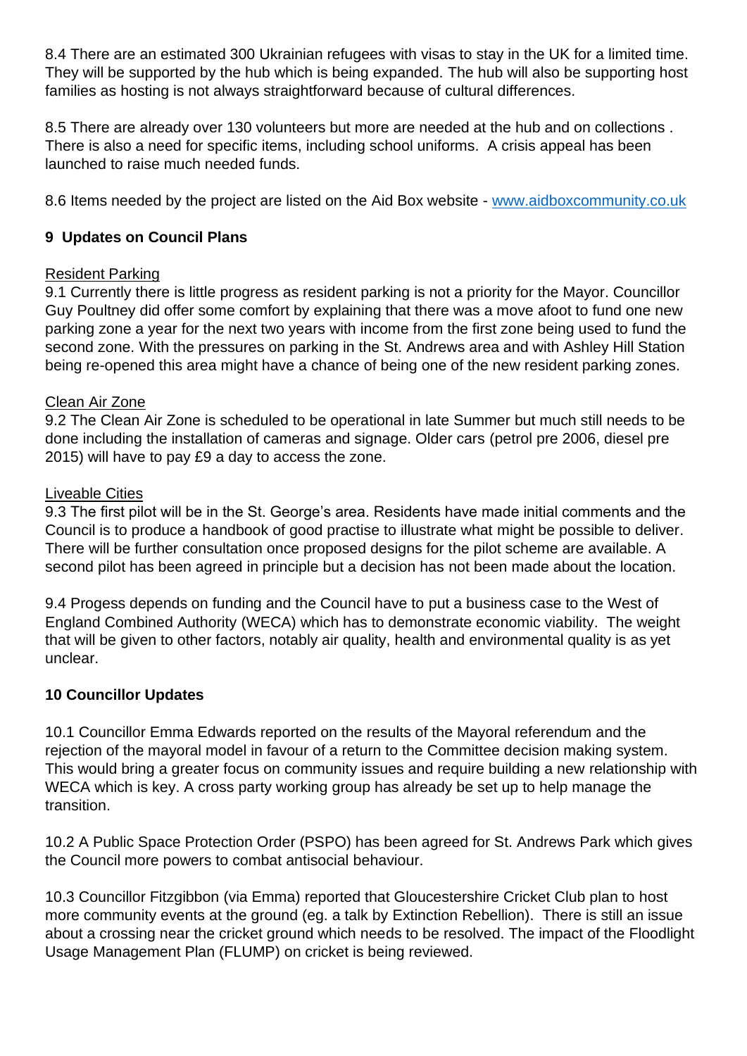8.4 There are an estimated 300 Ukrainian refugees with visas to stay in the UK for a limited time. They will be supported by the hub which is being expanded. The hub will also be supporting host families as hosting is not always straightforward because of cultural differences.

8.5 There are already over 130 volunteers but more are needed at the hub and on collections . There is also a need for specific items, including school uniforms. A crisis appeal has been launched to raise much needed funds.

8.6 Items needed by the project are listed on the Aid Box website - [www.aidboxcommunity.co.uk](www.aidboxcommunity.co.uk)

## 9 Updates on Council Plans

Resident Parking

9.1 Currently there is little progress as resident parking is not a priority for the Mayor. Councillor Guy Poultney did offer some comfort by explaining that there was a move afoot to fund one new parking zone a year for the next two years with income from the first zone being used to fund the second zone. With the pressures on parking in the St. Andrews area and with Ashley Hill Station being re-opened this area might have a chance of being one of the new resident parking zones.

Clean Air Zone

9.2 The Clean Air Zone is scheduled to be operational in late Summer but much still needs to be done including the installation of cameras and signage. Older cars (petrol pre 2006, diesel pre 2015) will have to pay £9 a day to access the zone.

Liveable Cities

9.3 The first pilot will be in the St. George's area. Residents have made initial comments and the Council is to produce a handbook of good practise to illustrate what might be possible to deliver. There will be further consultation once proposed designs for the pilot scheme are available. A second pilot has been agreed in principle but a decision has not been made about the location.

9.4 Progess depends on funding and the Council have to put a business case to the West of England Combined Authority (WECA) which has to demonstrate economic viability. The weight that will be given to other factors, notably air quality, health and environmental quality is as yet unclear.

## 10 Councillor Updates

10.1 Councillor Emma Edwards reported on the results of the Mayoral referendum and the rejection of the mayoral model in favour of a return to the Committee decision making system. This would bring a greater focus on community issues and require building a new relationship with WECA which is key. A cross party working group has already be set up to help manage the transition.

10.2 A Public Space Protection Order (PSPO) has been agreed for St. Andrews Park which gives the Council more powers to combat antisocial behaviour.

10.3 Councillor Fitzgibbon (via Emma) reported that Gloucestershire Cricket Club plan to host more community events at the ground (eg. a talk by Extinction Rebellion). There is still an issue about a crossing near the cricket ground which needs to be resolved. The impact of the Floodlight Usage Management Plan (FLUMP) on cricket is being reviewed.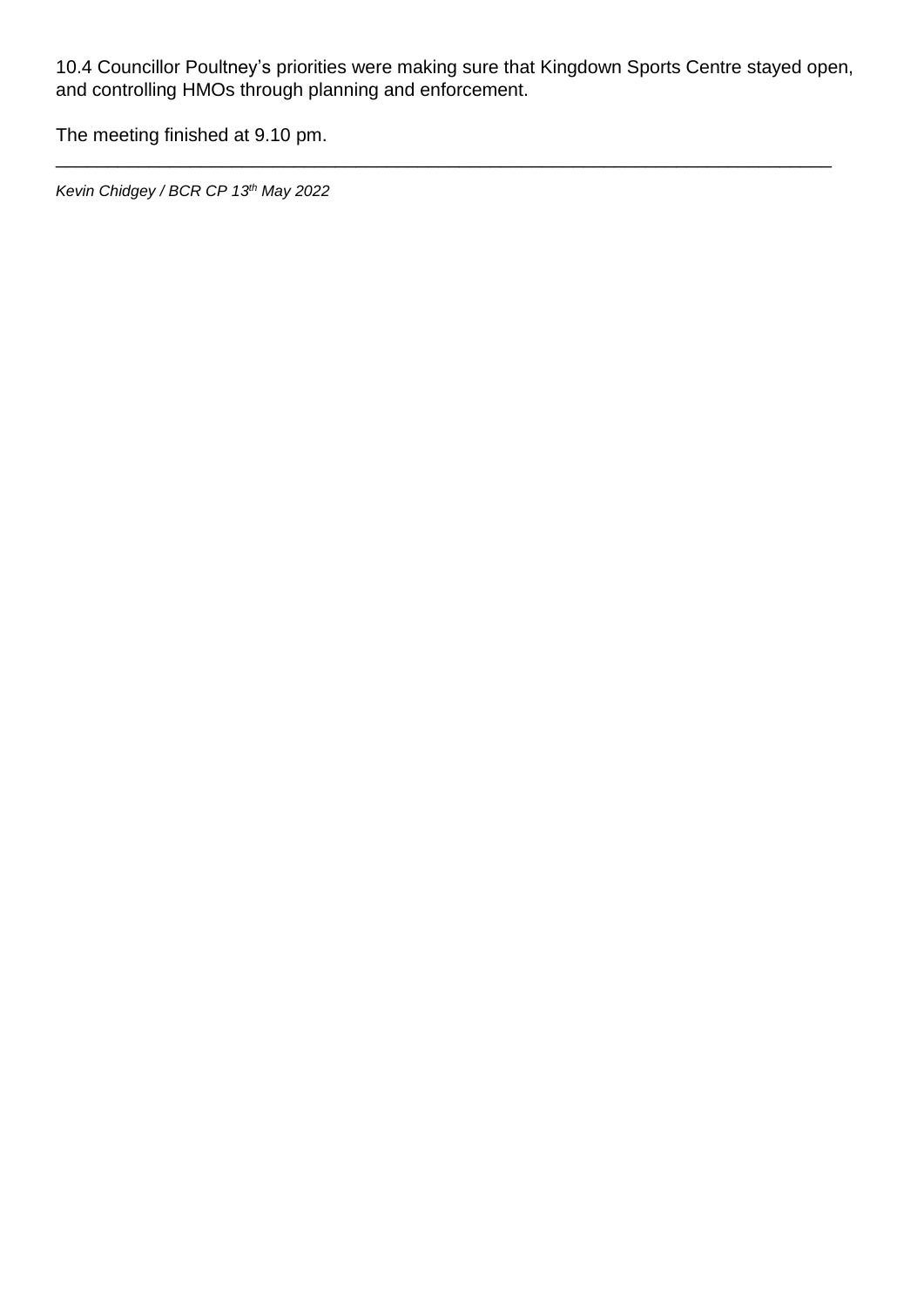10.4 Councillor Poultney's priorities were making sure that Kingdown Sports Centre stayed open, and controlling HMOs through planning and enforcement.

The meeting finished at 9.10 pm.

---

*Kevin Chidgey / BCR CP 13th May 2022*